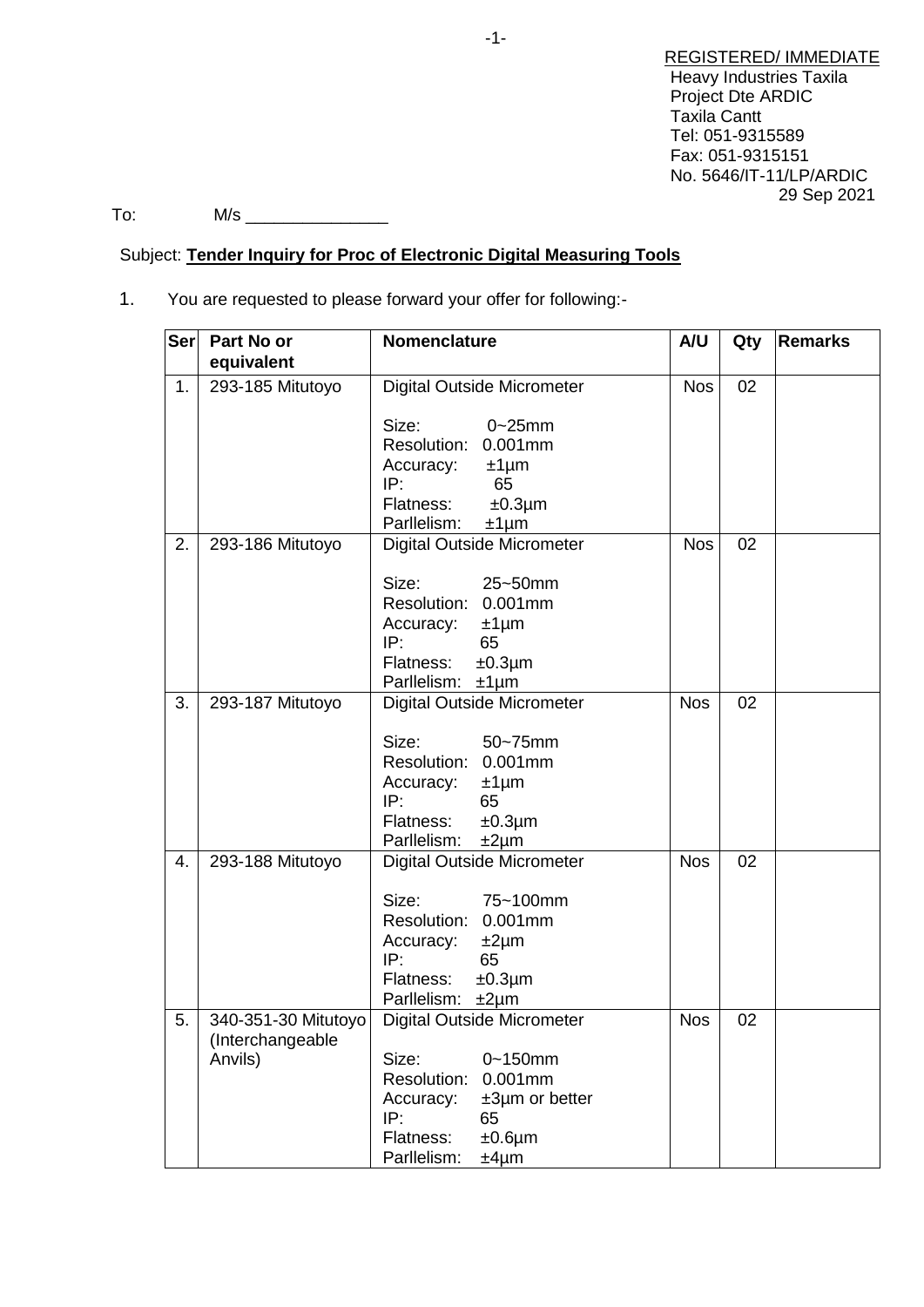REGISTERED/ IMMEDIATE
Heavy Industries Taxila
Project Dte ARDIC
Taxila Cantt
Tel: 051-9315589
Fax: 051-9315151
No. 5646/IT-11/LP/ARDIC
29 Sep 2021

To: M/s _______________

Subject: **Tender Inquiry for Proc of Electronic Digital Measuring Tools**

1. You are requested to please forward your offer for following:-

| Ser | Part No or equivalent | Nomenclature | A/U | Qty | Remarks |
|---|---|---|---|---|---|
| 1. | 293-185 Mitutoyo | Digital Outside Micrometer<br><br>Size: 0~25mm<br>Resolution: 0.001mm<br>Accuracy: ±1µm<br>IP: 65<br>Flatness: ±0.3µm<br>Parllelism: ±1µm | Nos | 02 | |
| 2. | 293-186 Mitutoyo | Digital Outside Micrometer<br><br>Size: 25~50mm<br>Resolution: 0.001mm<br>Accuracy: ±1µm<br>IP: 65<br>Flatness: ±0.3µm<br>Parllelism: ±1µm | Nos | 02 | |
| 3. | 293-187 Mitutoyo | Digital Outside Micrometer<br><br>Size: 50~75mm<br>Resolution: 0.001mm<br>Accuracy: ±1µm<br>IP: 65<br>Flatness: ±0.3µm<br>Parllelism: ±2µm | Nos | 02 | |
| 4. | 293-188 Mitutoyo | Digital Outside Micrometer<br><br>Size: 75~100mm<br>Resolution: 0.001mm<br>Accuracy: ±2µm<br>IP: 65<br>Flatness: ±0.3µm<br>Parllelism: ±2µm | Nos | 02 | |
| 5. | 340-351-30 Mitutoyo (Interchangeable Anvils) | Digital Outside Micrometer<br><br>Size: 0~150mm<br>Resolution: 0.001mm<br>Accuracy: ±3µm or better<br>IP: 65<br>Flatness: ±0.6µm<br>Parllelism: ±4µm | Nos | 02 | |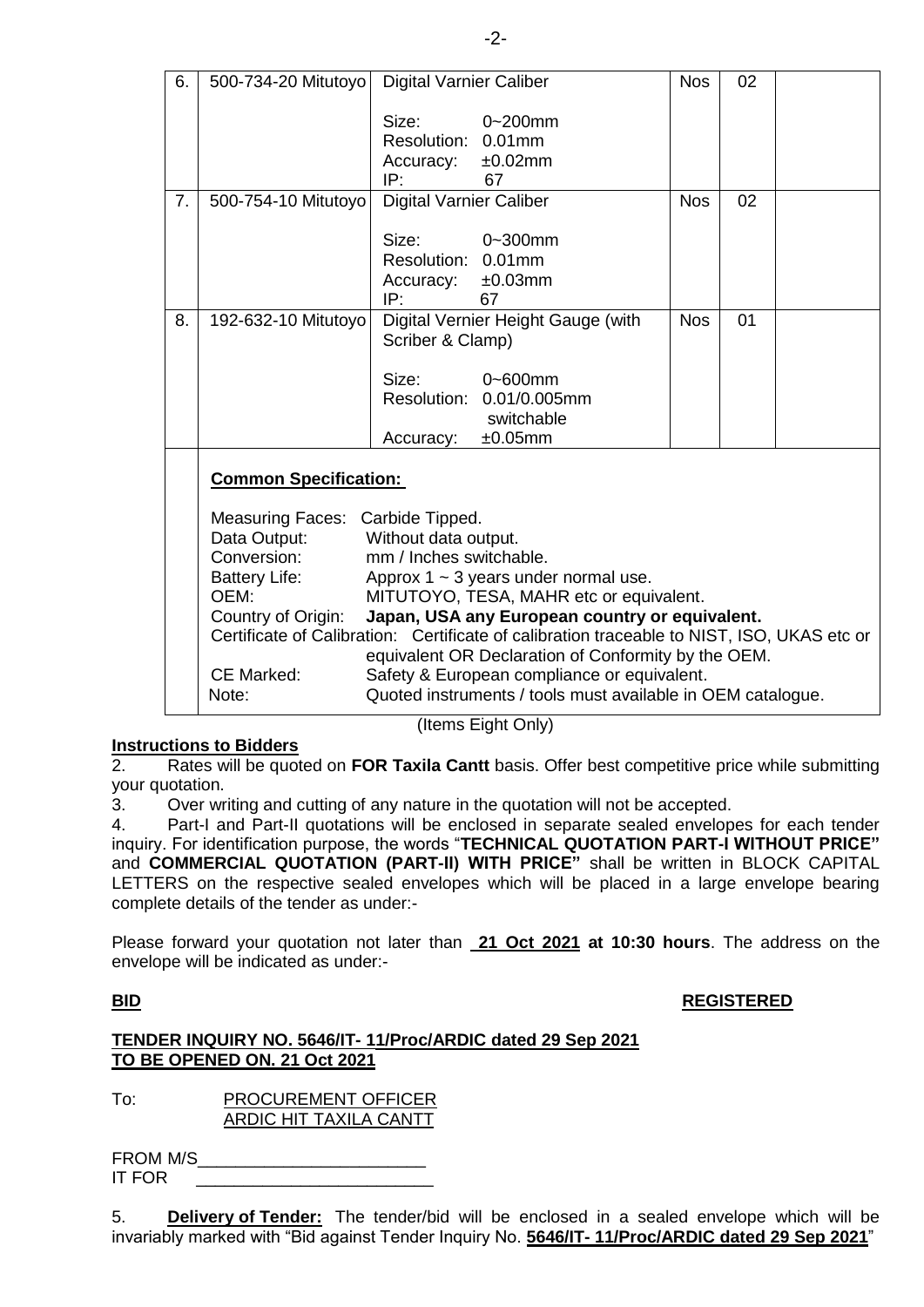| 6. | 500-734-20 Mitutoyo | Digital Varnier Caliber<br><br>Size: 0~200mm<br>Resolution: 0.01mm<br>Accuracy: ±0.02mm<br>IP: 67 | Nos | 02 | |
|---|---|---|---|---|---|
| 7. | 500-754-10 Mitutoyo | Digital Varnier Caliber<br><br>Size: 0~300mm<br>Resolution: 0.01mm<br>Accuracy: ±0.03mm<br>IP: 67 | Nos | 02 | |
| 8. | 192-632-10 Mitutoyo | Digital Vernier Height Gauge (with Scriber & Clamp)<br><br>Size: 0~600mm<br>Resolution: 0.01/0.005mm switchable<br>Accuracy: ±0.05mm | Nos | 01 | |

**Common Specification:**

Measuring Faces: Carbide Tipped.
Data Output: Without data output.
Conversion: mm / Inches switchable.
Battery Life: Approx 1 ~ 3 years under normal use.
OEM: MITUTOYO, TESA, MAHR etc or equivalent.
Country of Origin: **Japan, USA any European country or equivalent.**
Certificate of Calibration: Certificate of calibration traceable to NIST, ISO, UKAS etc or equivalent OR Declaration of Conformity by the OEM.
CE Marked: Safety & European compliance or equivalent.
Note: Quoted instruments / tools must available in OEM catalogue.

(Items Eight Only)

**Instructions to Bidders**

2. Rates will be quoted on **FOR Taxila Cantt** basis. Offer best competitive price while submitting your quotation.

3. Over writing and cutting of any nature in the quotation will not be accepted.

4. Part-I and Part-II quotations will be enclosed in separate sealed envelopes for each tender inquiry. For identification purpose, the words "**TECHNICAL QUOTATION PART-I WITHOUT PRICE"** and **COMMERCIAL QUOTATION (PART-II) WITH PRICE"** shall be written in BLOCK CAPITAL LETTERS on the respective sealed envelopes which will be placed in a large envelope bearing complete details of the tender as under:-

Please forward your quotation not later than **21 Oct 2021 at 10:30 hours**. The address on the envelope will be indicated as under:-

**BID** **REGISTERED**

**TENDER INQUIRY NO. 5646/IT- 11/Proc/ARDIC dated 29 Sep 2021**
**TO BE OPENED ON. 21 Oct 2021**

To: PROCUREMENT OFFICER
ARDIC HIT TAXILA CANTT

FROM M/S________________________
IT FOR ________________________

5. **Delivery of Tender:** The tender/bid will be enclosed in a sealed envelope which will be invariably marked with "Bid against Tender Inquiry No. **5646/IT- 11/Proc/ARDIC dated 29 Sep 2021**"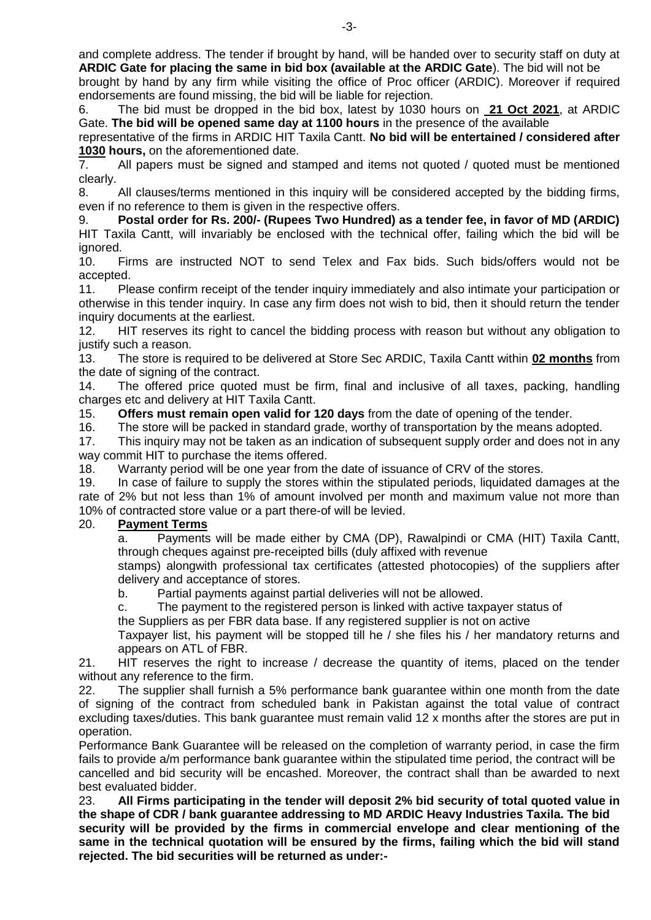and complete address. The tender if brought by hand, will be handed over to security staff on duty at **ARDIC Gate for placing the same in bid box (available at the ARDIC Gate**). The bid will not be brought by hand by any firm while visiting the office of Proc officer (ARDIC). Moreover if required endorsements are found missing, the bid will be liable for rejection.

6. The bid must be dropped in the bid box, latest by 1030 hours on **21 Oct 2021**, at ARDIC Gate. **The bid will be opened same day at 1100 hours** in the presence of the available representative of the firms in ARDIC HIT Taxila Cantt. **No bid will be entertained / considered after 1030 hours,** on the aforementioned date.

7. All papers must be signed and stamped and items not quoted / quoted must be mentioned clearly.

8. All clauses/terms mentioned in this inquiry will be considered accepted by the bidding firms, even if no reference to them is given in the respective offers.

9. **Postal order for Rs. 200/- (Rupees Two Hundred) as a tender fee, in favor of MD (ARDIC)** HIT Taxila Cantt, will invariably be enclosed with the technical offer, failing which the bid will be ignored.

10. Firms are instructed NOT to send Telex and Fax bids. Such bids/offers would not be accepted.

11. Please confirm receipt of the tender inquiry immediately and also intimate your participation or otherwise in this tender inquiry. In case any firm does not wish to bid, then it should return the tender inquiry documents at the earliest.

12. HIT reserves its right to cancel the bidding process with reason but without any obligation to justify such a reason.

13. The store is required to be delivered at Store Sec ARDIC, Taxila Cantt within **02 months** from the date of signing of the contract.

14. The offered price quoted must be firm, final and inclusive of all taxes, packing, handling charges etc and delivery at HIT Taxila Cantt.

15. **Offers must remain open valid for 120 days** from the date of opening of the tender.

16. The store will be packed in standard grade, worthy of transportation by the means adopted.

17. This inquiry may not be taken as an indication of subsequent supply order and does not in any way commit HIT to purchase the items offered.

18. Warranty period will be one year from the date of issuance of CRV of the stores.

19. In case of failure to supply the stores within the stipulated periods, liquidated damages at the rate of 2% but not less than 1% of amount involved per month and maximum value not more than 10% of contracted store value or a part there-of will be levied.

20. **Payment Terms**

   a. Payments will be made either by CMA (DP), Rawalpindi or CMA (HIT) Taxila Cantt, through cheques against pre-receipted bills (duly affixed with revenue stamps) alongwith professional tax certificates (attested photocopies) of the suppliers after delivery and acceptance of stores.

   b. Partial payments against partial deliveries will not be allowed.

   c. The payment to the registered person is linked with active taxpayer status of the Suppliers as per FBR data base. If any registered supplier is not on active Taxpayer list, his payment will be stopped till he / she files his / her mandatory returns and appears on ATL of FBR.

21. HIT reserves the right to increase / decrease the quantity of items, placed on the tender without any reference to the firm.

22. The supplier shall furnish a 5% performance bank guarantee within one month from the date of signing of the contract from scheduled bank in Pakistan against the total value of contract excluding taxes/duties. This bank guarantee must remain valid 12 x months after the stores are put in operation.

Performance Bank Guarantee will be released on the completion of warranty period, in case the firm fails to provide a/m performance bank guarantee within the stipulated time period, the contract will be cancelled and bid security will be encashed. Moreover, the contract shall than be awarded to next best evaluated bidder.

23. **All Firms participating in the tender will deposit 2% bid security of total quoted value in the shape of CDR / bank guarantee addressing to MD ARDIC Heavy Industries Taxila. The bid security will be provided by the firms in commercial envelope and clear mentioning of the same in the technical quotation will be ensured by the firms, failing which the bid will stand rejected. The bid securities will be returned as under:-**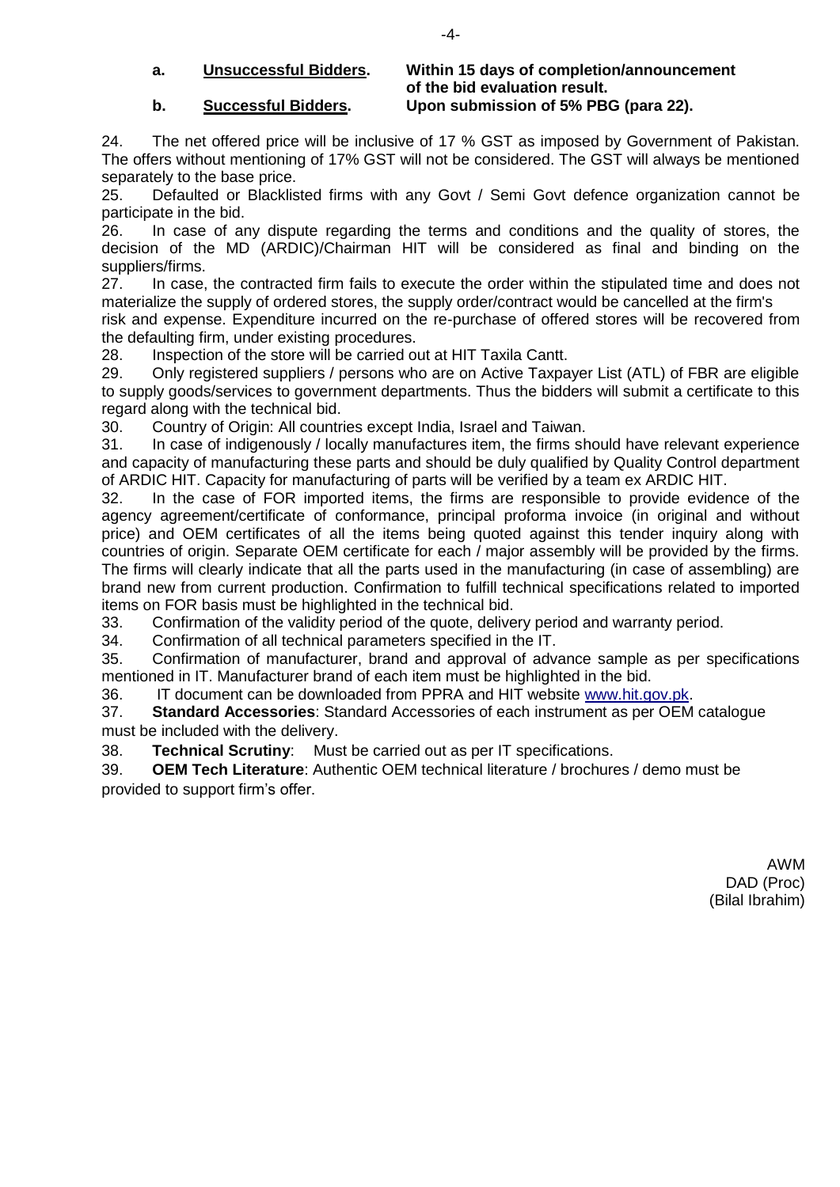a. **Unsuccessful Bidders.** **Within 15 days of completion/announcement of the bid evaluation result.**

b. **Successful Bidders.** **Upon submission of 5% PBG (para 22).**

24. The net offered price will be inclusive of 17 % GST as imposed by Government of Pakistan. The offers without mentioning of 17% GST will not be considered. The GST will always be mentioned separately to the base price.

25. Defaulted or Blacklisted firms with any Govt / Semi Govt defence organization cannot be participate in the bid.

26. In case of any dispute regarding the terms and conditions and the quality of stores, the decision of the MD (ARDIC)/Chairman HIT will be considered as final and binding on the suppliers/firms.

27. In case, the contracted firm fails to execute the order within the stipulated time and does not materialize the supply of ordered stores, the supply order/contract would be cancelled at the firm's risk and expense. Expenditure incurred on the re-purchase of offered stores will be recovered from the defaulting firm, under existing procedures.

28. Inspection of the store will be carried out at HIT Taxila Cantt.

29. Only registered suppliers / persons who are on Active Taxpayer List (ATL) of FBR are eligible to supply goods/services to government departments. Thus the bidders will submit a certificate to this regard along with the technical bid.

30. Country of Origin: All countries except India, Israel and Taiwan.

31. In case of indigenously / locally manufactures item, the firms should have relevant experience and capacity of manufacturing these parts and should be duly qualified by Quality Control department of ARDIC HIT. Capacity for manufacturing of parts will be verified by a team ex ARDIC HIT.

32. In the case of FOR imported items, the firms are responsible to provide evidence of the agency agreement/certificate of conformance, principal proforma invoice (in original and without price) and OEM certificates of all the items being quoted against this tender inquiry along with countries of origin. Separate OEM certificate for each / major assembly will be provided by the firms. The firms will clearly indicate that all the parts used in the manufacturing (in case of assembling) are brand new from current production. Confirmation to fulfill technical specifications related to imported items on FOR basis must be highlighted in the technical bid.

33. Confirmation of the validity period of the quote, delivery period and warranty period.

34. Confirmation of all technical parameters specified in the IT.

35. Confirmation of manufacturer, brand and approval of advance sample as per specifications mentioned in IT. Manufacturer brand of each item must be highlighted in the bid.

36. IT document can be downloaded from PPRA and HIT website www.hit.gov.pk.

37. **Standard Accessories**: Standard Accessories of each instrument as per OEM catalogue must be included with the delivery.

38. **Technical Scrutiny**: Must be carried out as per IT specifications.

39. **OEM Tech Literature**: Authentic OEM technical literature / brochures / demo must be provided to support firm's offer.

AWM
DAD (Proc)
(Bilal Ibrahim)